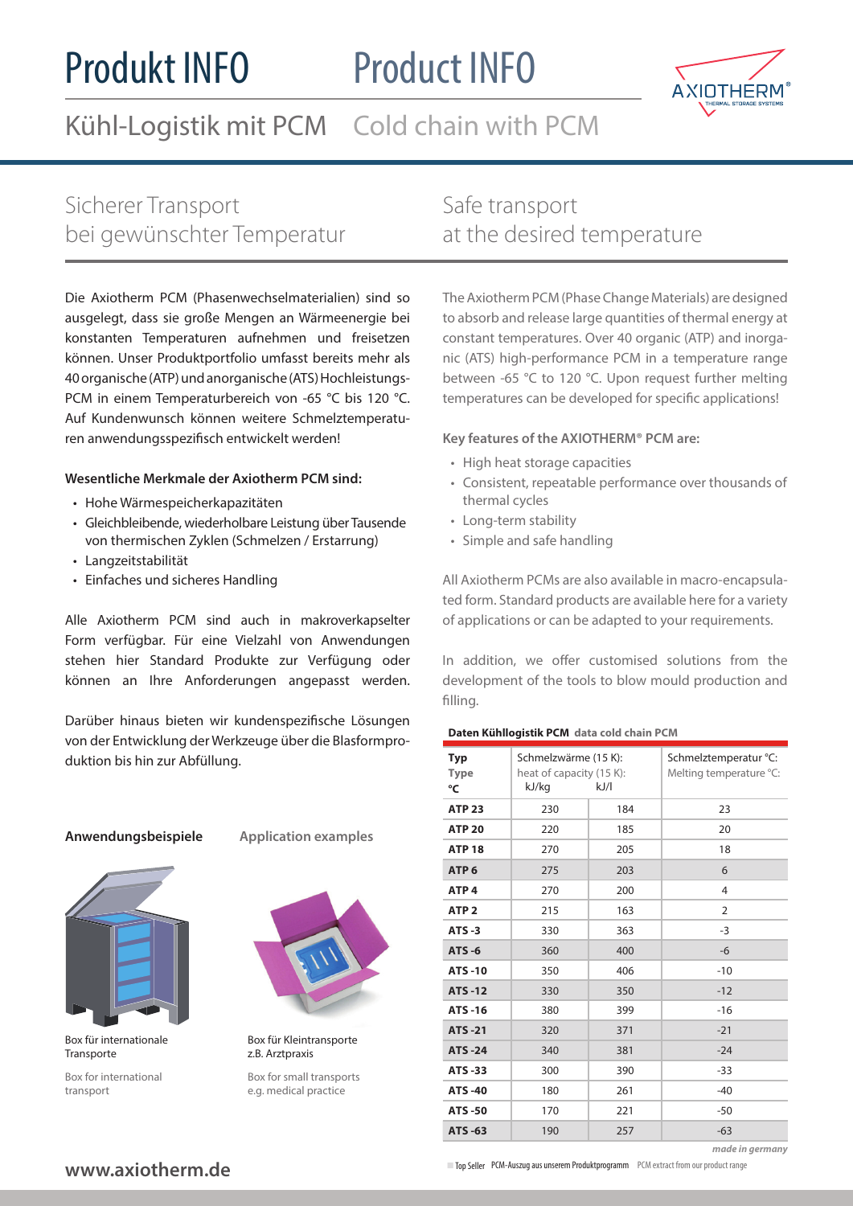# Produkt INFO Product INFO

## Kühl-Logistik mit PCM Cold chain with PCM

### Sicherer Transport bei gewünschter Temperatur

Die Axiotherm PCM (Phasenwechselmaterialien) sind so ausgelegt, dass sie große Mengen an Wärmeenergie bei konstanten Temperaturen aufnehmen und freisetzen können. Unser Produktportfolio umfasst bereits mehr als 40 organische (ATP) und anorganische (ATS) Hochleistungs-PCM in einem Temperaturbereich von -65 °C bis 120 °C. Auf Kundenwunsch können weitere Schmelztemperaturen anwendungsspezifisch entwickelt werden!

**Wesentliche Merkmale der Axiotherm PCM sind:**

- Hohe Wärmespeicherkapazitäten
- Gleichbleibende, wiederholbare Leistung über Tausende von thermischen Zyklen (Schmelzen / Erstarrung)
- Langzeitstabilität
- Einfaches und sicheres Handling

Alle Axiotherm PCM sind auch in makroverkapselter Form verfügbar. Für eine Vielzahl von Anwendungen stehen hier Standard Produkte zur Verfügung oder können an Ihre Anforderungen angepasst werden.

Darüber hinaus bieten wir kundenspezifische Lösungen von der Entwicklung der Werkzeuge über die Blasformproduktion bis hin zur Abfüllung.

**Anwendungsbeispiele** Application examples

Box für internationale Transporte

Box for international transport

Box für Kleintransporte z.B. Arztpraxis

Box for small transports e.g. medical practice

### Safe transport at the desired temperature

The Axiotherm PCM (Phase Change Materials) are designed to absorb and release large quantities of thermal energy at constant temperatures. Over 40 organic (ATP) and inorganic (ATS) high-performance PCM in a temperature range between -65 °C to 120 °C. Upon request further melting temperatures can be developed for specific applications!

**Key features of the AXIOTHERM® PCM are:**

- High heat storage capacities
- Consistent, repeatable performance over thousands of thermal cycles
- Long-term stability
- Simple and safe handling

All Axiotherm PCMs are also available in macro-encapsulated form. Standard products are available here for a variety of applications or can be adapted to your requirements.

In addition, we offer customised solutions from the development of the tools to blow mould production and filling.

**Daten Kühllogistik PCM** data cold chain PCM

| Typ / Type °C | Schmelzwärme (15 K): heat of capacity (15 K): kJ/kg | kJ/l | Schmelztemperatur °C: Melting temperature °C: |
|---|---|---|---|
| **ATP 23** | 230 | 184 | 23 |
| **ATP 20** | 220 | 185 | 20 |
| **ATP 18** | 270 | 205 | 18 |
| **ATP 6** | 275 | 203 | 6 |
| **ATP 4** | 270 | 200 | 4 |
| **ATP 2** | 215 | 163 | 2 |
| **ATS -3** | 330 | 363 | -3 |
| **ATS -6** | 360 | 400 | -6 |
| **ATS -10** | 350 | 406 | -10 |
| **ATS -12** | 330 | 350 | -12 |
| **ATS -16** | 380 | 399 | -16 |
| **ATS -21** | 320 | 371 | -21 |
| **ATS -24** | 340 | 381 | -24 |
| **ATS -33** | 300 | 390 | -33 |
| **ATS -40** | 180 | 261 | -40 |
| **ATS -50** | 170 | 221 | -50 |
| **ATS -63** | 190 | 257 | -63 |

*made in germany*

Top Seller PCM-Auszug aus unserem Produktprogramm PCM extract from our product range

www.axiotherm.de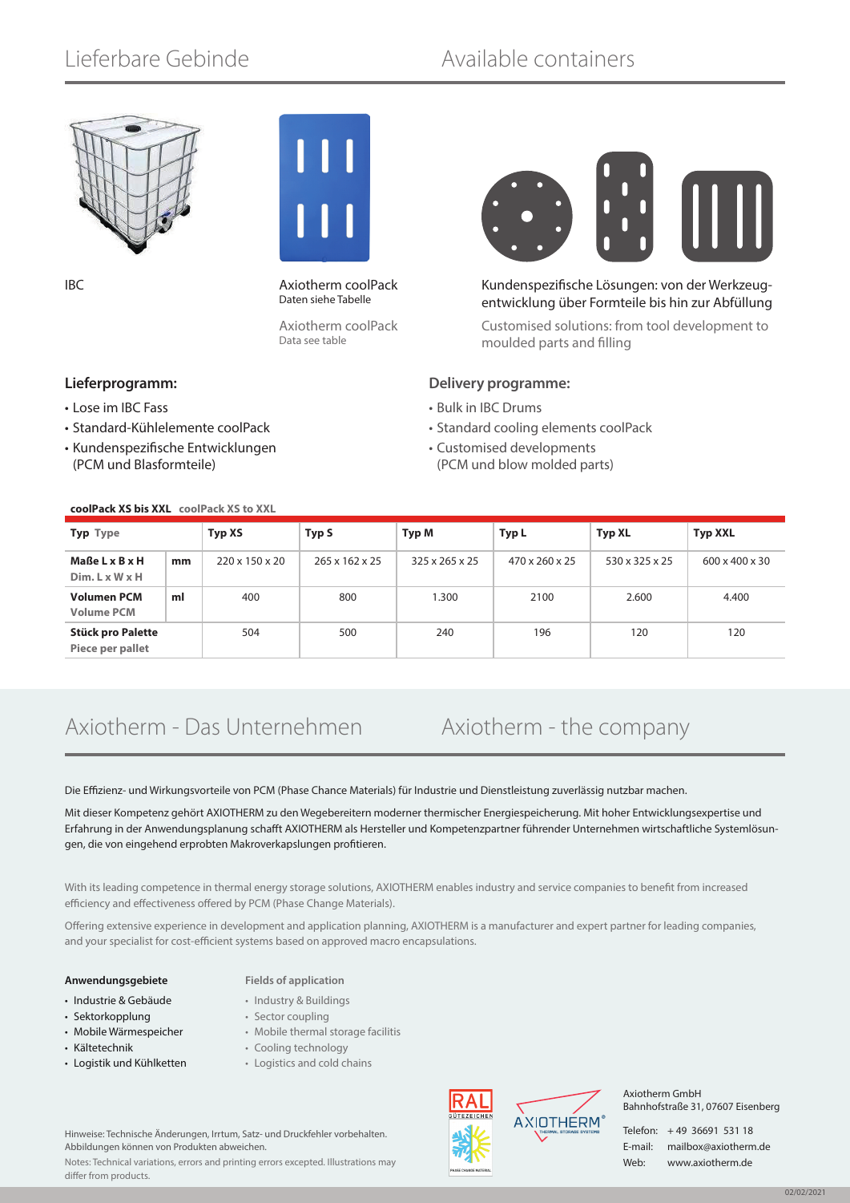## Lieferbare Gebinde

## Available containers

IBC

Axiotherm coolPack
Daten siehe Tabelle

Axiotherm coolPack
Data see table

Kundenspezifische Lösungen: von der Werkzeugentwicklung über Formteile bis hin zur Abfüllung

Customised solutions: from tool development to moulded parts and filling

### Lieferprogramm:

- Lose im IBC Fass
- Standard-Kühlelemente coolPack
- Kundenspezifische Entwicklungen (PCM und Blasformteile)

### Delivery programme:

- Bulk in IBC Drums
- Standard cooling elements coolPack
- Customised developments (PCM und blow molded parts)

**coolPack XS bis XXL** coolPack XS to XXL

| **Typ** Type | | **Typ XS** | **Typ S** | **Typ M** | **Typ L** | **Typ XL** | **Typ XXL** |
|---|---|---|---|---|---|---|---|
| **Maße L x B x H** Dim. L x W x H | mm | 220 x 150 x 20 | 265 x 162 x 25 | 325 x 265 x 25 | 470 x 260 x 25 | 530 x 325 x 25 | 600 x 400 x 30 |
| **Volumen PCM** Volume PCM | ml | 400 | 800 | 1.300 | 2100 | 2.600 | 4.400 |
| **Stück pro Palette** Piece per pallet | | 504 | 500 | 240 | 196 | 120 | 120 |

## Axiotherm - Das Unternehmen

## Axiotherm - the company

Die Effizienz- und Wirkungsvorteile von PCM (Phase Chance Materials) für Industrie und Dienstleistung zuverlässig nutzbar machen.

Mit dieser Kompetenz gehört AXIOTHERM zu den Wegebereitern moderner thermischer Energiespeicherung. Mit hoher Entwicklungsexpertise und Erfahrung in der Anwendungsplanung schafft AXIOTHERM als Hersteller und Kompetenzpartner führender Unternehmen wirtschaftliche Systemlösungen, die von eingehend erprobten Makroverkapslungen profitieren.

With its leading competence in thermal energy storage solutions, AXIOTHERM enables industry and service companies to benefit from increased efficiency and effectiveness offered by PCM (Phase Change Materials).

Offering extensive experience in development and application planning, AXIOTHERM is a manufacturer and expert partner for leading companies, and your specialist for cost-efficient systems based on approved macro encapsulations.

**Anwendungsgebiete**

- Industrie & Gebäude
- Sektorkopplung
- Mobile Wärmespeicher
- Kältetechnik
- Logistik und Kühlketten

**Fields of application**

- Industry & Buildings
- Sector coupling
- Mobile thermal storage facilitis
- Cooling technology
- Logistics and cold chains

Hinweise: Technische Änderungen, Irrtum, Satz- und Druckfehler vorbehalten. Abbildungen können von Produkten abweichen.

Notes: Technical variations, errors and printing errors excepted. Illustrations may differ from products.

Axiotherm GmbH
Bahnhofstraße 31, 07607 Eisenberg

Telefon: + 49 36691 531 18
E-mail: mailbox@axiotherm.de
Web: www.axiotherm.de

02/02/2021